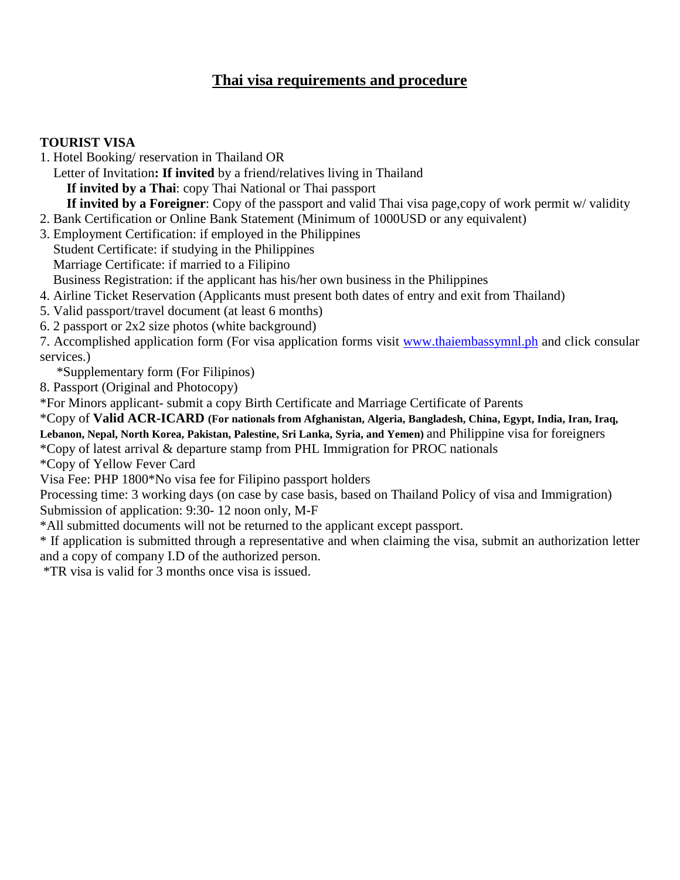# Thai visa requirements and procedure

**TOURIST VISA**

1. Hotel Booking/ reservation in Thailand OR
   Letter of Invitation**: If invited** by a friend/relatives living in Thailand
   **If invited by a Thai**: copy Thai National or Thai passport
   **If invited by a Foreigner**: Copy of the passport and valid Thai visa page,copy of work permit w/ validity
2. Bank Certification or Online Bank Statement (Minimum of 1000USD or any equivalent)
3. Employment Certification: if employed in the Philippines
   Student Certificate: if studying in the Philippines
   Marriage Certificate: if married to a Filipino
   Business Registration: if the applicant has his/her own business in the Philippines
4. Airline Ticket Reservation (Applicants must present both dates of entry and exit from Thailand)
5. Valid passport/travel document (at least 6 months)
6. 2 passport or 2x2 size photos (white background)
7. Accomplished application form (For visa application forms visit [www.thaiembassymnl.ph](http://www.thaiembassymnl.ph) and click consular services.)
   *Supplementary form (For Filipinos)
8. Passport (Original and Photocopy)

*For Minors applicant- submit a copy Birth Certificate and Marriage Certificate of Parents

*Copy of **Valid ACR-ICARD (For nationals from Afghanistan, Algeria, Bangladesh, China, Egypt, India, Iran, Iraq, Lebanon, Nepal, North Korea, Pakistan, Palestine, Sri Lanka, Syria, and Yemen)** and Philippine visa for foreigners

*Copy of latest arrival & departure stamp from PHL Immigration for PROC nationals

*Copy of Yellow Fever Card

Visa Fee: PHP 1800*No visa fee for Filipino passport holders

Processing time: 3 working days (on case by case basis, based on Thailand Policy of visa and Immigration)

Submission of application: 9:30- 12 noon only, M-F

*All submitted documents will not be returned to the applicant except passport.

* If application is submitted through a representative and when claiming the visa, submit an authorization letter and a copy of company I.D of the authorized person.

*TR visa is valid for 3 months once visa is issued.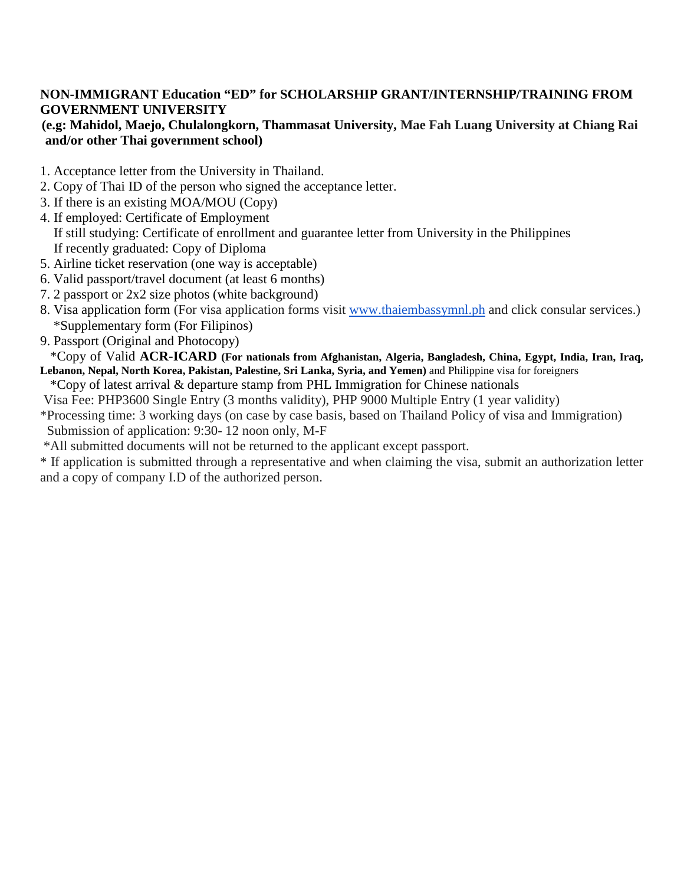**NON-IMMIGRANT Education "ED" for SCHOLARSHIP GRANT/INTERNSHIP/TRAINING FROM GOVERNMENT UNIVERSITY**
**(e.g: Mahidol, Maejo, Chulalongkorn, Thammasat University, Mae Fah Luang University at Chiang Rai and/or other Thai government school)**

1. Acceptance letter from the University in Thailand.
2. Copy of Thai ID of the person who signed the acceptance letter.
3. If there is an existing MOA/MOU (Copy)
4. If employed: Certificate of Employment
   If still studying: Certificate of enrollment and guarantee letter from University in the Philippines
   If recently graduated: Copy of Diploma
5. Airline ticket reservation (one way is acceptable)
6. Valid passport/travel document (at least 6 months)
7. 2 passport or 2x2 size photos (white background)
8. Visa application form (For visa application forms visit [www.thaiembassymnl.ph](http://www.thaiembassymnl.ph) and click consular services.)
   *Supplementary form (For Filipinos)
9. Passport (Original and Photocopy)
   *Copy of Valid **ACR-ICARD (For nationals from Afghanistan, Algeria, Bangladesh, China, Egypt, India, Iran, Iraq, Lebanon, Nepal, North Korea, Pakistan, Palestine, Sri Lanka, Syria, and Yemen)** and Philippine visa for foreigners
   *Copy of latest arrival & departure stamp from PHL Immigration for Chinese nationals

Visa Fee: PHP3600 Single Entry (3 months validity), PHP 9000 Multiple Entry (1 year validity)

*Processing time: 3 working days (on case by case basis, based on Thailand Policy of visa and Immigration)
Submission of application: 9:30- 12 noon only, M-F

*All submitted documents will not be returned to the applicant except passport.

* If application is submitted through a representative and when claiming the visa, submit an authorization letter and a copy of company I.D of the authorized person.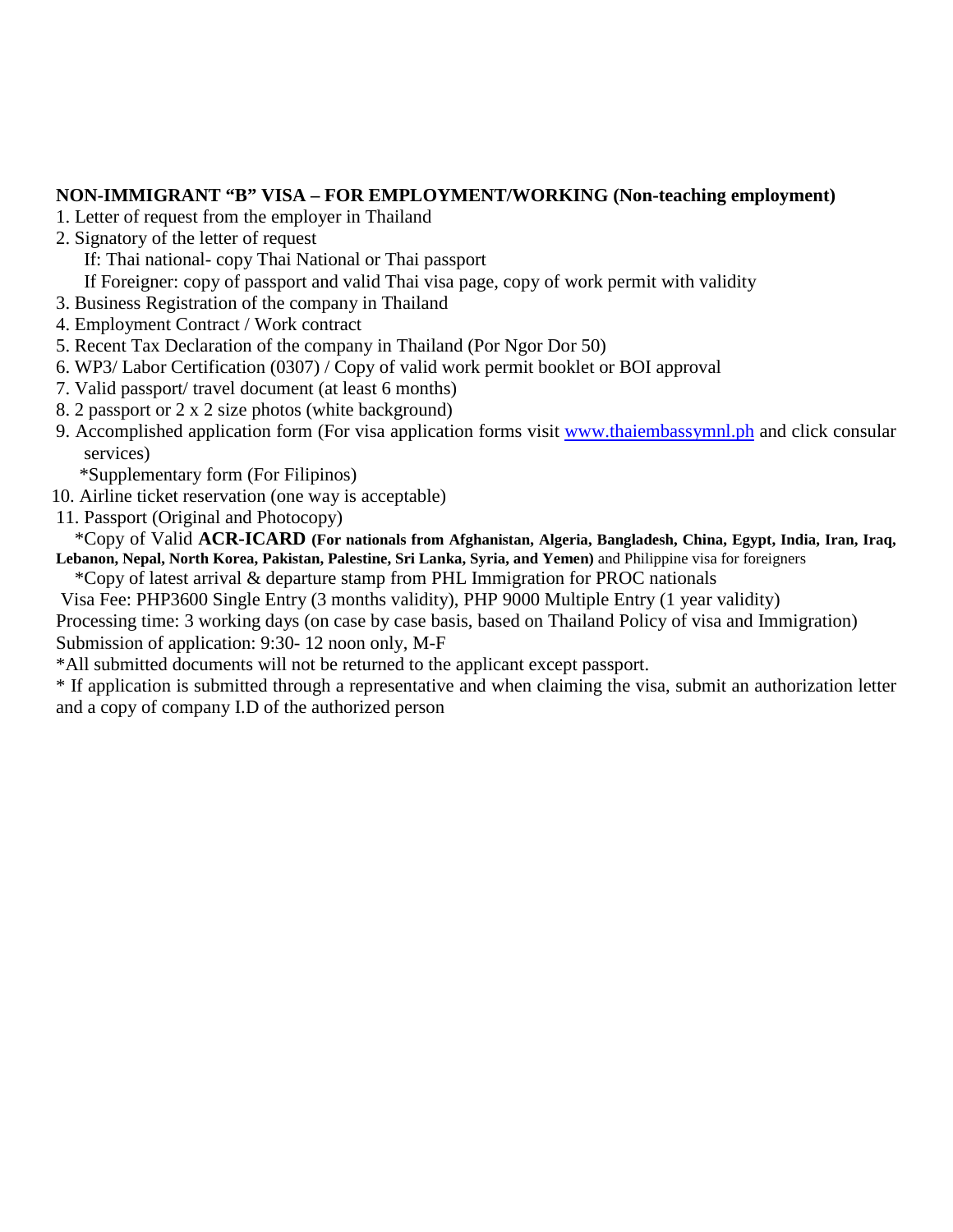**NON-IMMIGRANT "B" VISA – FOR EMPLOYMENT/WORKING (Non-teaching employment)**

1. Letter of request from the employer in Thailand
2. Signatory of the letter of request
   If: Thai national- copy Thai National or Thai passport
   If Foreigner: copy of passport and valid Thai visa page, copy of work permit with validity
3. Business Registration of the company in Thailand
4. Employment Contract / Work contract
5. Recent Tax Declaration of the company in Thailand (Por Ngor Dor 50)
6. WP3/ Labor Certification (0307) / Copy of valid work permit booklet or BOI approval
7. Valid passport/ travel document (at least 6 months)
8. 2 passport or 2 x 2 size photos (white background)
9. Accomplished application form (For visa application forms visit [www.thaiembassymnl.ph](http://www.thaiembassymnl.ph) and click consular services)
   *Supplementary form (For Filipinos)
10. Airline ticket reservation (one way is acceptable)
11. Passport (Original and Photocopy)
    *Copy of Valid **ACR-ICARD (For nationals from Afghanistan, Algeria, Bangladesh, China, Egypt, India, Iran, Iraq, Lebanon, Nepal, North Korea, Pakistan, Palestine, Sri Lanka, Syria, and Yemen)** and Philippine visa for foreigners
    *Copy of latest arrival & departure stamp from PHL Immigration for PROC nationals

Visa Fee: PHP3600 Single Entry (3 months validity), PHP 9000 Multiple Entry (1 year validity)

Processing time: 3 working days (on case by case basis, based on Thailand Policy of visa and Immigration)

Submission of application: 9:30- 12 noon only, M-F

*All submitted documents will not be returned to the applicant except passport.

* If application is submitted through a representative and when claiming the visa, submit an authorization letter and a copy of company I.D of the authorized person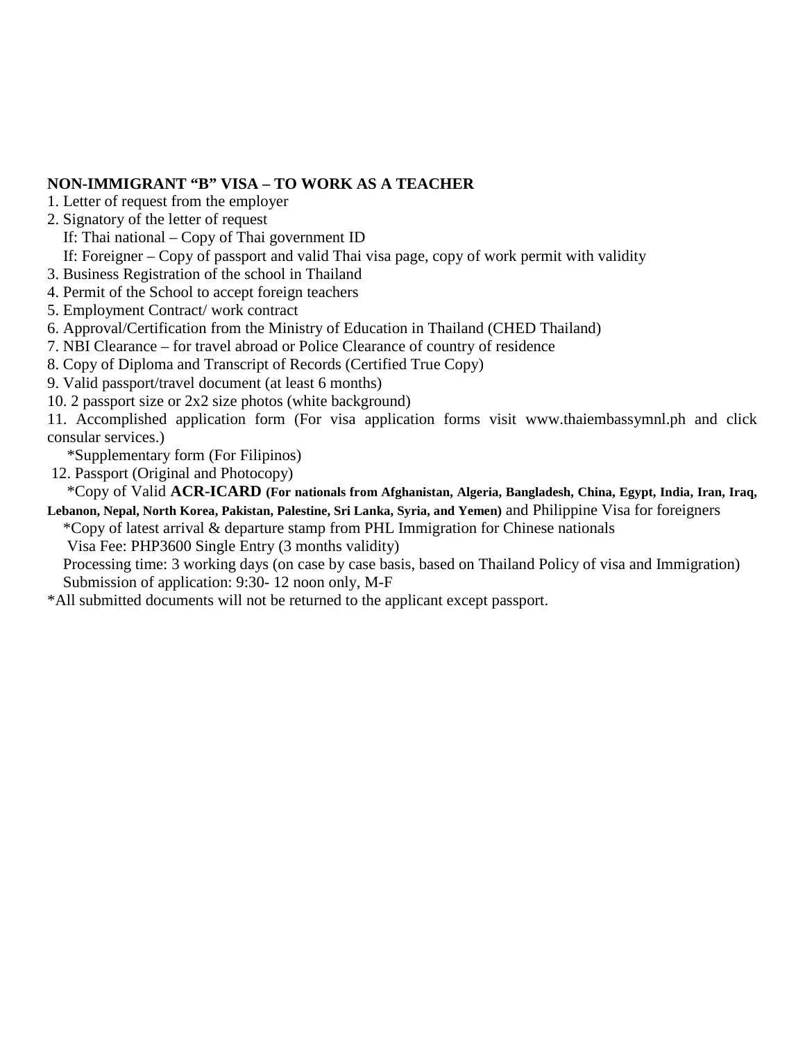**NON-IMMIGRANT "B" VISA – TO WORK AS A TEACHER**

1. Letter of request from the employer
2. Signatory of the letter of request
   If: Thai national – Copy of Thai government ID
   If: Foreigner – Copy of passport and valid Thai visa page, copy of work permit with validity
3. Business Registration of the school in Thailand
4. Permit of the School to accept foreign teachers
5. Employment Contract/ work contract
6. Approval/Certification from the Ministry of Education in Thailand (CHED Thailand)
7. NBI Clearance – for travel abroad or Police Clearance of country of residence
8. Copy of Diploma and Transcript of Records (Certified True Copy)
9. Valid passport/travel document (at least 6 months)
10. 2 passport size or 2x2 size photos (white background)
11. Accomplished application form (For visa application forms visit www.thaiembassymnl.ph and click consular services.)
    *Supplementary form (For Filipinos)
12. Passport (Original and Photocopy)
    *Copy of Valid **ACR-ICARD (For nationals from Afghanistan, Algeria, Bangladesh, China, Egypt, India, Iran, Iraq, Lebanon, Nepal, North Korea, Pakistan, Palestine, Sri Lanka, Syria, and Yemen)** and Philippine Visa for foreigners
    *Copy of latest arrival & departure stamp from PHL Immigration for Chinese nationals
    Visa Fee: PHP3600 Single Entry (3 months validity)
    Processing time: 3 working days (on case by case basis, based on Thailand Policy of visa and Immigration)
    Submission of application: 9:30- 12 noon only, M-F

*All submitted documents will not be returned to the applicant except passport.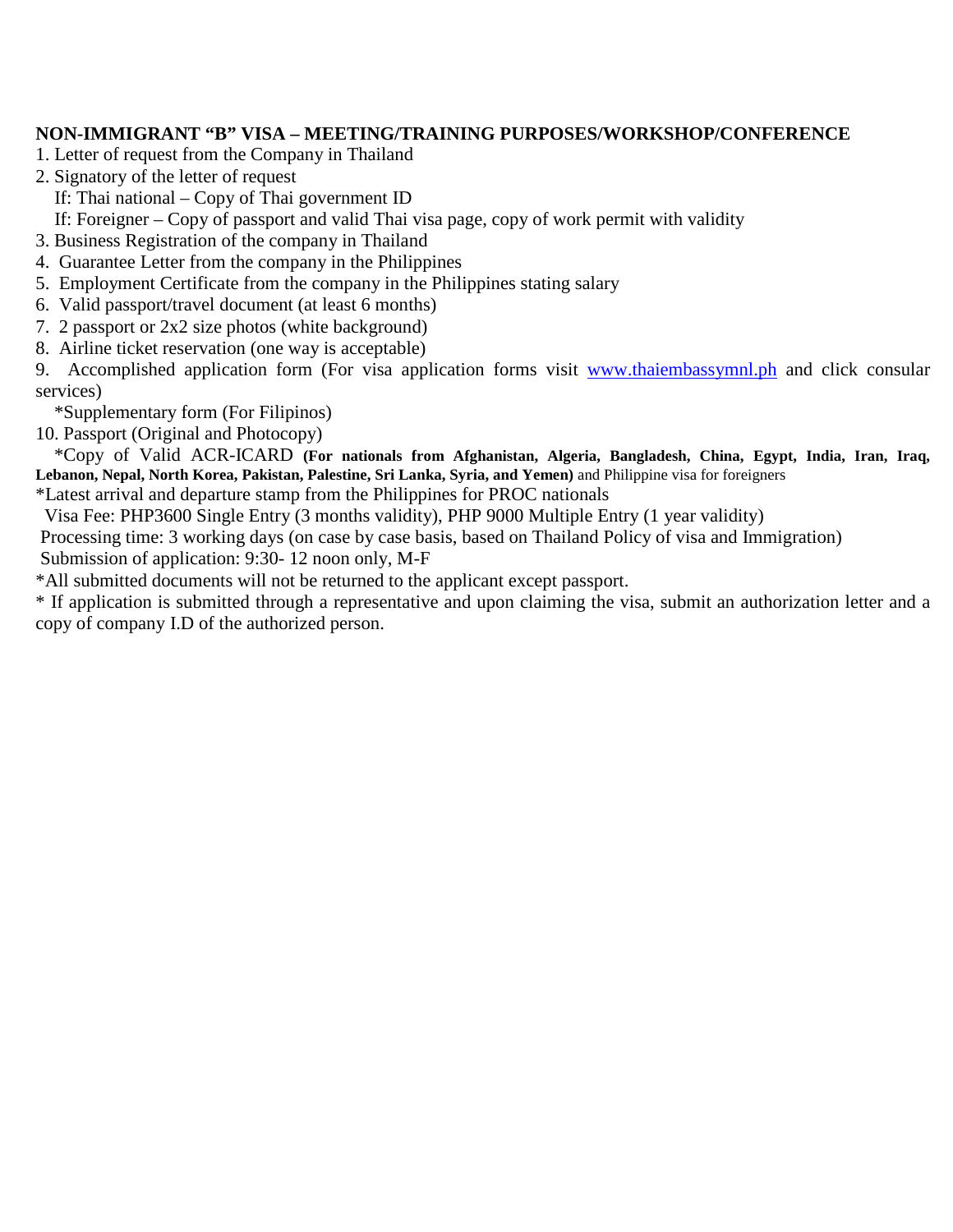**NON-IMMIGRANT "B" VISA – MEETING/TRAINING PURPOSES/WORKSHOP/CONFERENCE**

1. Letter of request from the Company in Thailand
2. Signatory of the letter of request
   If: Thai national – Copy of Thai government ID
   If: Foreigner – Copy of passport and valid Thai visa page, copy of work permit with validity
3. Business Registration of the company in Thailand
4. Guarantee Letter from the company in the Philippines
5. Employment Certificate from the company in the Philippines stating salary
6. Valid passport/travel document (at least 6 months)
7. 2 passport or 2x2 size photos (white background)
8. Airline ticket reservation (one way is acceptable)
9. Accomplished application form (For visa application forms visit [www.thaiembassymnl.ph](www.thaiembassymnl.ph) and click consular services)
   *Supplementary form (For Filipinos)
10. Passport (Original and Photocopy)
   *Copy of Valid ACR-ICARD **(For nationals from Afghanistan, Algeria, Bangladesh, China, Egypt, India, Iran, Iraq, Lebanon, Nepal, North Korea, Pakistan, Palestine, Sri Lanka, Syria, and Yemen)** and Philippine visa for foreigners

*Latest arrival and departure stamp from the Philippines for PROC nationals

Visa Fee: PHP3600 Single Entry (3 months validity), PHP 9000 Multiple Entry (1 year validity)

Processing time: 3 working days (on case by case basis, based on Thailand Policy of visa and Immigration)

Submission of application: 9:30- 12 noon only, M-F

*All submitted documents will not be returned to the applicant except passport.

* If application is submitted through a representative and upon claiming the visa, submit an authorization letter and a copy of company I.D of the authorized person.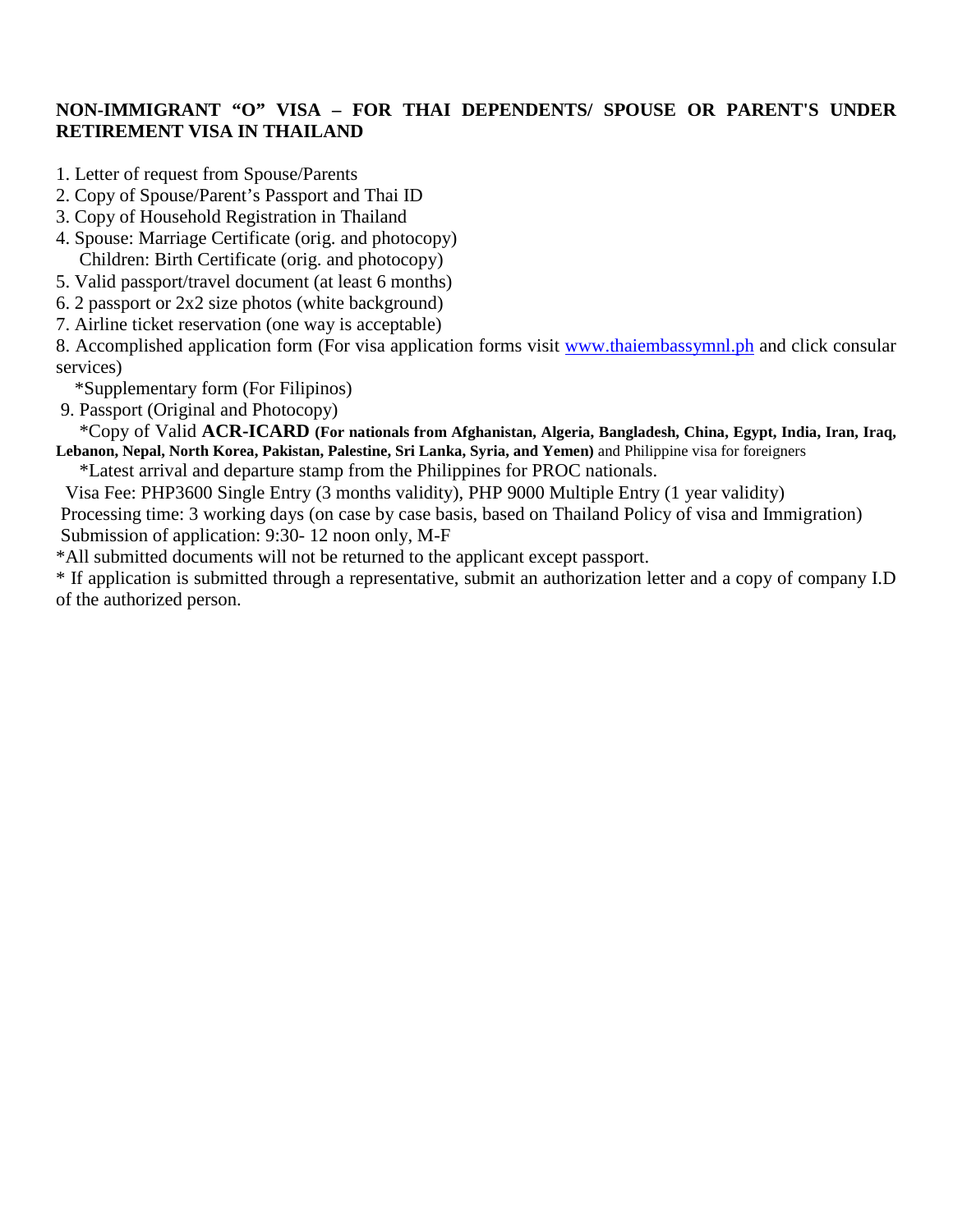**NON-IMMIGRANT "O" VISA – FOR THAI DEPENDENTS/ SPOUSE OR PARENT'S UNDER RETIREMENT VISA IN THAILAND**

1. Letter of request from Spouse/Parents
2. Copy of Spouse/Parent's Passport and Thai ID
3. Copy of Household Registration in Thailand
4. Spouse: Marriage Certificate (orig. and photocopy)
   Children: Birth Certificate (orig. and photocopy)
5. Valid passport/travel document (at least 6 months)
6. 2 passport or 2x2 size photos (white background)
7. Airline ticket reservation (one way is acceptable)
8. Accomplished application form (For visa application forms visit [www.thaiembassymnl.ph](http://www.thaiembassymnl.ph) and click consular services)
   *Supplementary form (For Filipinos)
9. Passport (Original and Photocopy)
   *Copy of Valid **ACR-ICARD (For nationals from Afghanistan, Algeria, Bangladesh, China, Egypt, India, Iran, Iraq, Lebanon, Nepal, North Korea, Pakistan, Palestine, Sri Lanka, Syria, and Yemen)** and Philippine visa for foreigners
   *Latest arrival and departure stamp from the Philippines for PROC nationals.

Visa Fee: PHP3600 Single Entry (3 months validity), PHP 9000 Multiple Entry (1 year validity)
Processing time: 3 working days (on case by case basis, based on Thailand Policy of visa and Immigration)
Submission of application: 9:30- 12 noon only, M-F

*All submitted documents will not be returned to the applicant except passport.

* If application is submitted through a representative, submit an authorization letter and a copy of company I.D of the authorized person.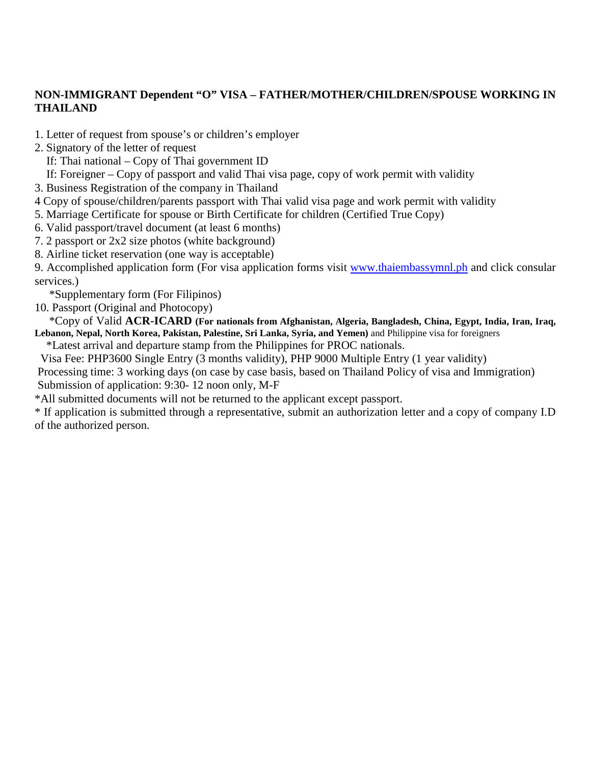**NON-IMMIGRANT Dependent "O" VISA – FATHER/MOTHER/CHILDREN/SPOUSE WORKING IN THAILAND**

1. Letter of request from spouse's or children's employer
2. Signatory of the letter of request
   If: Thai national – Copy of Thai government ID
   If: Foreigner – Copy of passport and valid Thai visa page, copy of work permit with validity
3. Business Registration of the company in Thailand

4 Copy of spouse/children/parents passport with Thai valid visa page and work permit with validity

5. Marriage Certificate for spouse or Birth Certificate for children (Certified True Copy)
6. Valid passport/travel document (at least 6 months)
7. 2 passport or 2x2 size photos (white background)
8. Airline ticket reservation (one way is acceptable)
9. Accomplished application form (For visa application forms visit www.thaiembassymnl.ph and click consular services.)
   *Supplementary form (For Filipinos)
10. Passport (Original and Photocopy)
   *Copy of Valid **ACR-ICARD** **(For nationals from Afghanistan, Algeria, Bangladesh, China, Egypt, India, Iran, Iraq, Lebanon, Nepal, North Korea, Pakistan, Palestine, Sri Lanka, Syria, and Yemen)** and Philippine visa for foreigners
   *Latest arrival and departure stamp from the Philippines for PROC nationals.

Visa Fee: PHP3600 Single Entry (3 months validity), PHP 9000 Multiple Entry (1 year validity)

Processing time: 3 working days (on case by case basis, based on Thailand Policy of visa and Immigration)

Submission of application: 9:30- 12 noon only, M-F

*All submitted documents will not be returned to the applicant except passport.

* If application is submitted through a representative, submit an authorization letter and a copy of company I.D of the authorized person.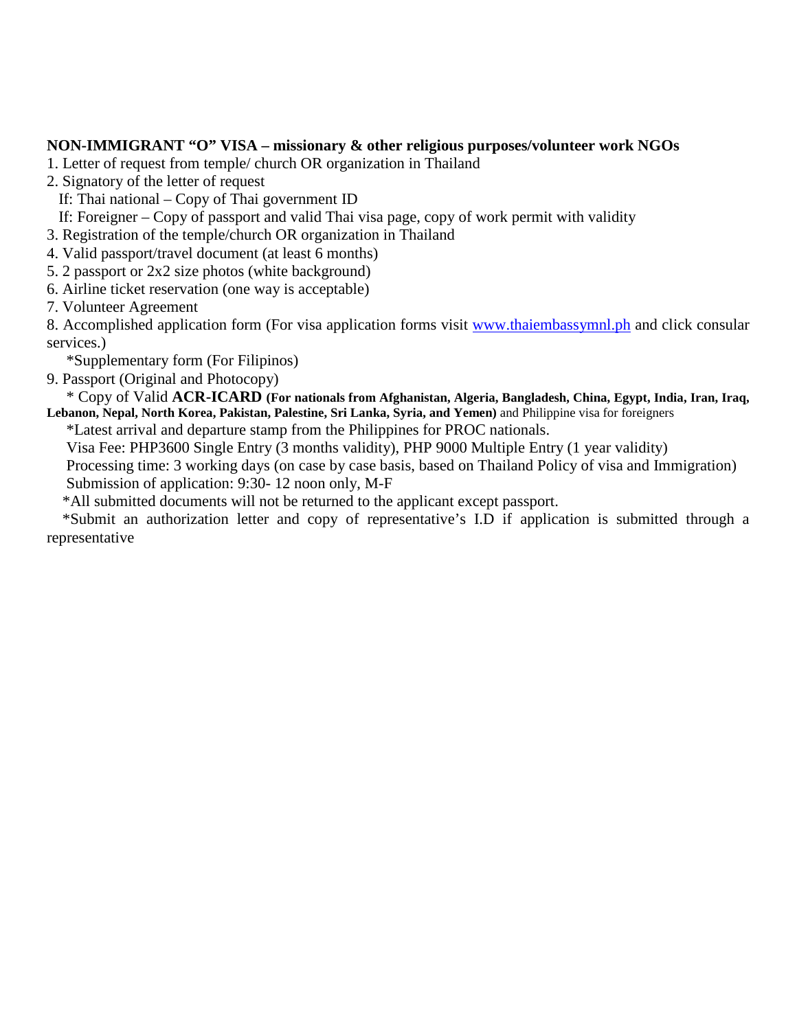**NON-IMMIGRANT "O" VISA – missionary & other religious purposes/volunteer work NGOs**

1. Letter of request from temple/ church OR organization in Thailand
2. Signatory of the letter of request
   If: Thai national – Copy of Thai government ID
   If: Foreigner – Copy of passport and valid Thai visa page, copy of work permit with validity
3. Registration of the temple/church OR organization in Thailand
4. Valid passport/travel document (at least 6 months)
5. 2 passport or 2x2 size photos (white background)
6. Airline ticket reservation (one way is acceptable)
7. Volunteer Agreement
8. Accomplished application form (For visa application forms visit [www.thaiembassymnl.ph](http://www.thaiembassymnl.ph) and click consular services.)
   *Supplementary form (For Filipinos)
9. Passport (Original and Photocopy)
   * Copy of Valid **ACR-ICARD (For nationals from Afghanistan, Algeria, Bangladesh, China, Egypt, India, Iran, Iraq, Lebanon, Nepal, North Korea, Pakistan, Palestine, Sri Lanka, Syria, and Yemen)** and Philippine visa for foreigners
   *Latest arrival and departure stamp from the Philippines for PROC nationals.
   Visa Fee: PHP3600 Single Entry (3 months validity), PHP 9000 Multiple Entry (1 year validity)
   Processing time: 3 working days (on case by case basis, based on Thailand Policy of visa and Immigration)
   Submission of application: 9:30- 12 noon only, M-F
   *All submitted documents will not be returned to the applicant except passport.
   *Submit an authorization letter and copy of representative's I.D if application is submitted through a representative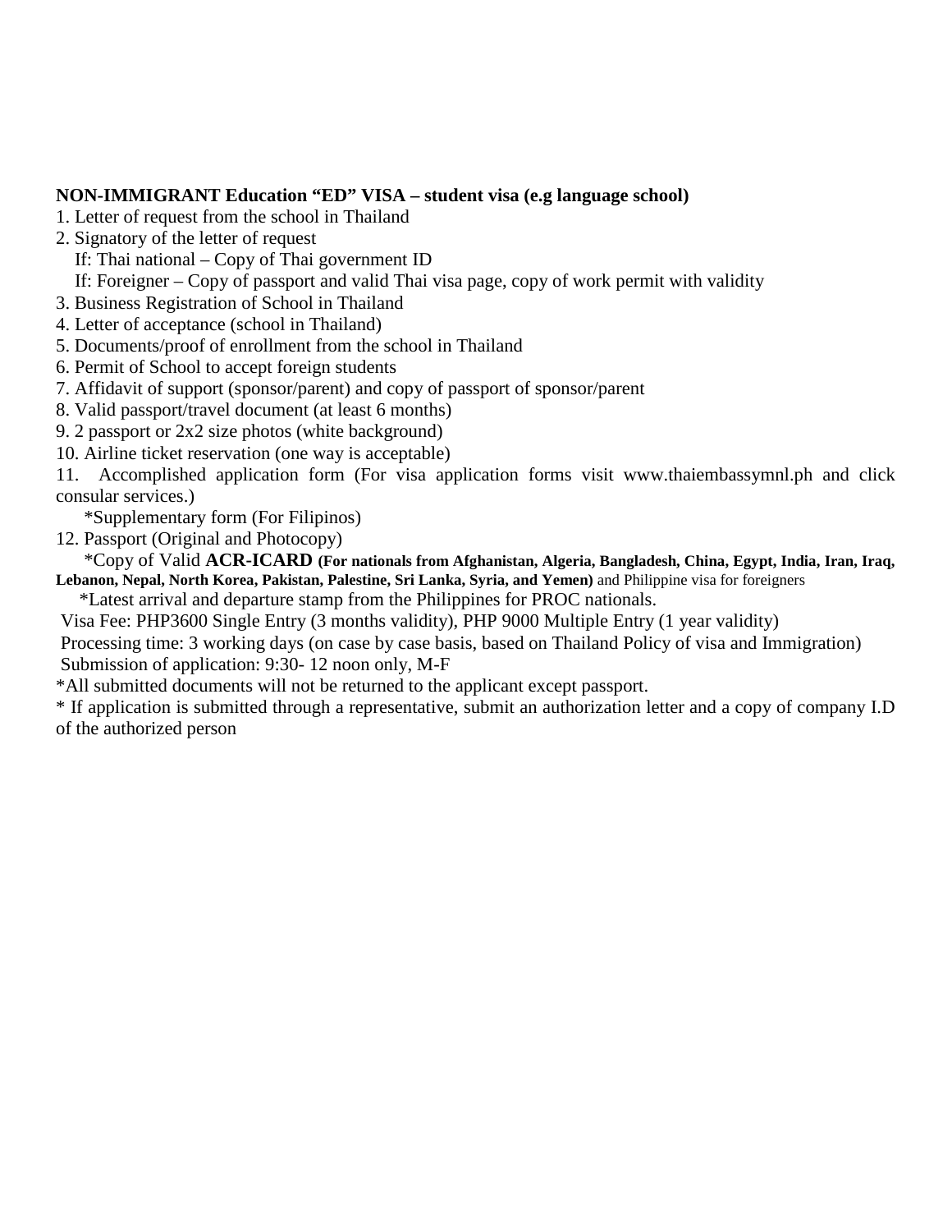**NON-IMMIGRANT Education "ED" VISA – student visa (e.g language school)**

1. Letter of request from the school in Thailand
2. Signatory of the letter of request
   If: Thai national – Copy of Thai government ID
   If: Foreigner – Copy of passport and valid Thai visa page, copy of work permit with validity
3. Business Registration of School in Thailand
4. Letter of acceptance (school in Thailand)
5. Documents/proof of enrollment from the school in Thailand
6. Permit of School to accept foreign students
7. Affidavit of support (sponsor/parent) and copy of passport of sponsor/parent
8. Valid passport/travel document (at least 6 months)
9. 2 passport or 2x2 size photos (white background)
10. Airline ticket reservation (one way is acceptable)
11. Accomplished application form (For visa application forms visit www.thaiembassymnl.ph and click consular services.)
    *Supplementary form (For Filipinos)
12. Passport (Original and Photocopy)
    *Copy of Valid **ACR-ICARD (For nationals from Afghanistan, Algeria, Bangladesh, China, Egypt, India, Iran, Iraq, Lebanon, Nepal, North Korea, Pakistan, Palestine, Sri Lanka, Syria, and Yemen)** and Philippine visa for foreigners
    *Latest arrival and departure stamp from the Philippines for PROC nationals.

Visa Fee: PHP3600 Single Entry (3 months validity), PHP 9000 Multiple Entry (1 year validity)

Processing time: 3 working days (on case by case basis, based on Thailand Policy of visa and Immigration)

Submission of application: 9:30- 12 noon only, M-F

*All submitted documents will not be returned to the applicant except passport.

* If application is submitted through a representative, submit an authorization letter and a copy of company I.D of the authorized person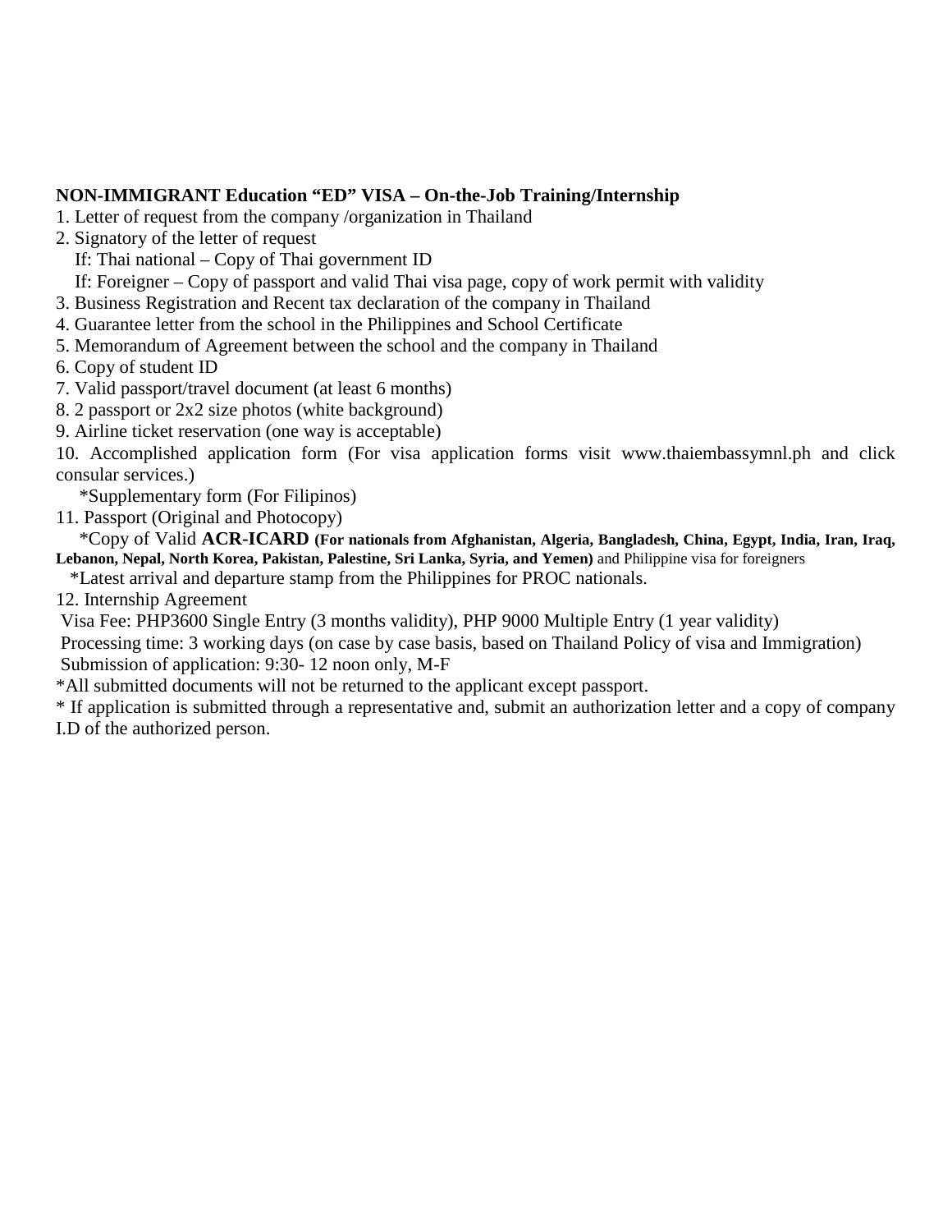**NON-IMMIGRANT Education "ED" VISA – On-the-Job Training/Internship**

1. Letter of request from the company /organization in Thailand
2. Signatory of the letter of request
   If: Thai national – Copy of Thai government ID
   If: Foreigner – Copy of passport and valid Thai visa page, copy of work permit with validity
3. Business Registration and Recent tax declaration of the company in Thailand
4. Guarantee letter from the school in the Philippines and School Certificate
5. Memorandum of Agreement between the school and the company in Thailand
6. Copy of student ID
7. Valid passport/travel document (at least 6 months)
8. 2 passport or 2x2 size photos (white background)
9. Airline ticket reservation (one way is acceptable)
10. Accomplished application form (For visa application forms visit www.thaiembassymnl.ph and click consular services.)
    *Supplementary form (For Filipinos)
11. Passport (Original and Photocopy)
    *Copy of Valid **ACR-ICARD (For nationals from Afghanistan, Algeria, Bangladesh, China, Egypt, India, Iran, Iraq, Lebanon, Nepal, North Korea, Pakistan, Palestine, Sri Lanka, Syria, and Yemen)** and Philippine visa for foreigners
    *Latest arrival and departure stamp from the Philippines for PROC nationals.
12. Internship Agreement

Visa Fee: PHP3600 Single Entry (3 months validity), PHP 9000 Multiple Entry (1 year validity)

Processing time: 3 working days (on case by case basis, based on Thailand Policy of visa and Immigration)

Submission of application: 9:30- 12 noon only, M-F

*All submitted documents will not be returned to the applicant except passport.

* If application is submitted through a representative and, submit an authorization letter and a copy of company I.D of the authorized person.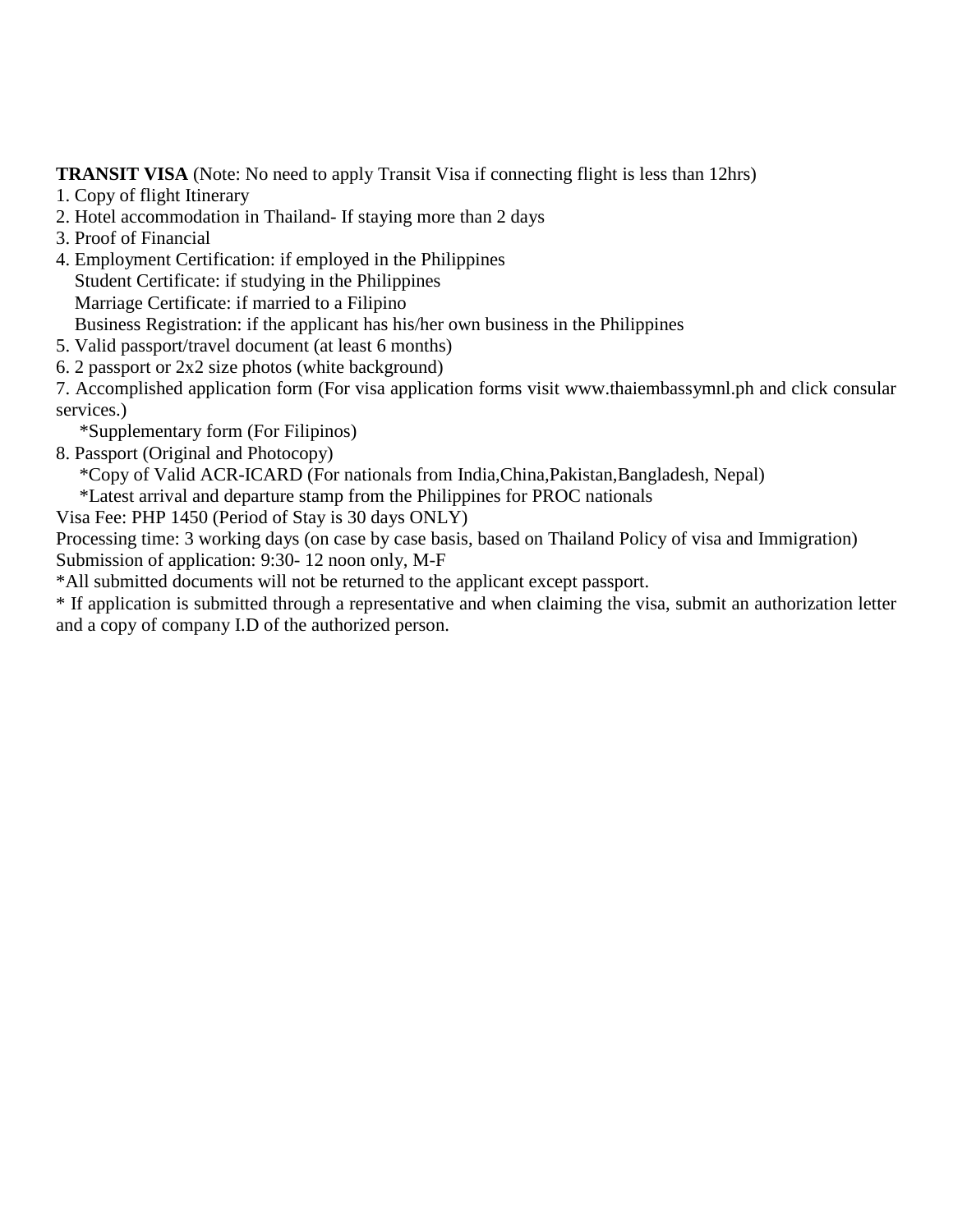**TRANSIT VISA** (Note: No need to apply Transit Visa if connecting flight is less than 12hrs)

1. Copy of flight Itinerary
2. Hotel accommodation in Thailand- If staying more than 2 days
3. Proof of Financial
4. Employment Certification: if employed in the Philippines
   Student Certificate: if studying in the Philippines
   Marriage Certificate: if married to a Filipino
   Business Registration: if the applicant has his/her own business in the Philippines
5. Valid passport/travel document (at least 6 months)
6. 2 passport or 2x2 size photos (white background)
7. Accomplished application form (For visa application forms visit www.thaiembassymnl.ph and click consular services.)
   *Supplementary form (For Filipinos)
8. Passport (Original and Photocopy)
   *Copy of Valid ACR-ICARD (For nationals from India,China,Pakistan,Bangladesh, Nepal)
   *Latest arrival and departure stamp from the Philippines for PROC nationals

Visa Fee: PHP 1450 (Period of Stay is 30 days ONLY)

Processing time: 3 working days (on case by case basis, based on Thailand Policy of visa and Immigration)

Submission of application: 9:30- 12 noon only, M-F

*All submitted documents will not be returned to the applicant except passport.

* If application is submitted through a representative and when claiming the visa, submit an authorization letter and a copy of company I.D of the authorized person.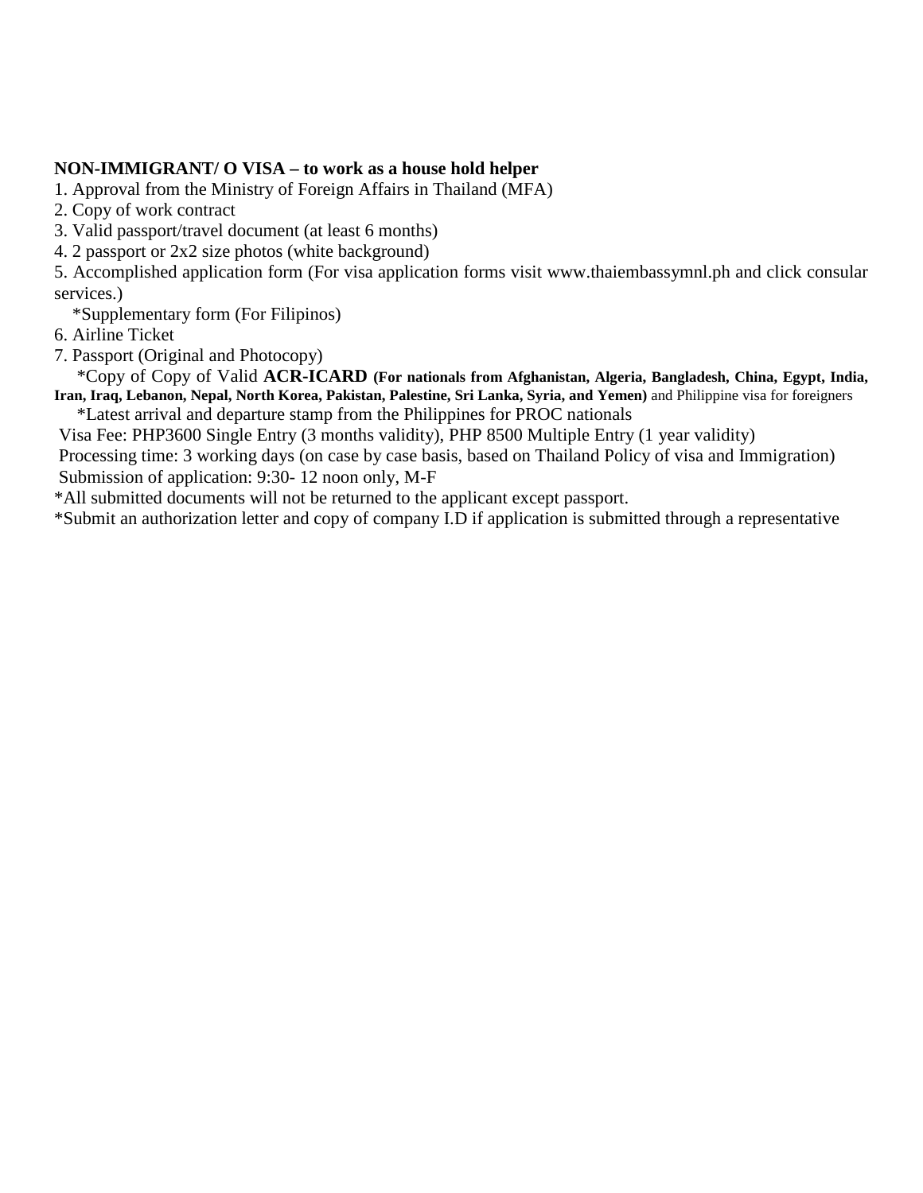**NON-IMMIGRANT/ O VISA – to work as a house hold helper**

1. Approval from the Ministry of Foreign Affairs in Thailand (MFA)
2. Copy of work contract
3. Valid passport/travel document (at least 6 months)
4. 2 passport or 2x2 size photos (white background)
5. Accomplished application form (For visa application forms visit www.thaiembassymnl.ph and click consular services.)
   *Supplementary form (For Filipinos)
6. Airline Ticket
7. Passport (Original and Photocopy)
   *Copy of Copy of Valid **ACR-ICARD (For nationals from Afghanistan, Algeria, Bangladesh, China, Egypt, India, Iran, Iraq, Lebanon, Nepal, North Korea, Pakistan, Palestine, Sri Lanka, Syria, and Yemen)** and Philippine visa for foreigners
   *Latest arrival and departure stamp from the Philippines for PROC nationals

Visa Fee: PHP3600 Single Entry (3 months validity), PHP 8500 Multiple Entry (1 year validity)

Processing time: 3 working days (on case by case basis, based on Thailand Policy of visa and Immigration)

Submission of application: 9:30- 12 noon only, M-F

*All submitted documents will not be returned to the applicant except passport.

*Submit an authorization letter and copy of company I.D if application is submitted through a representative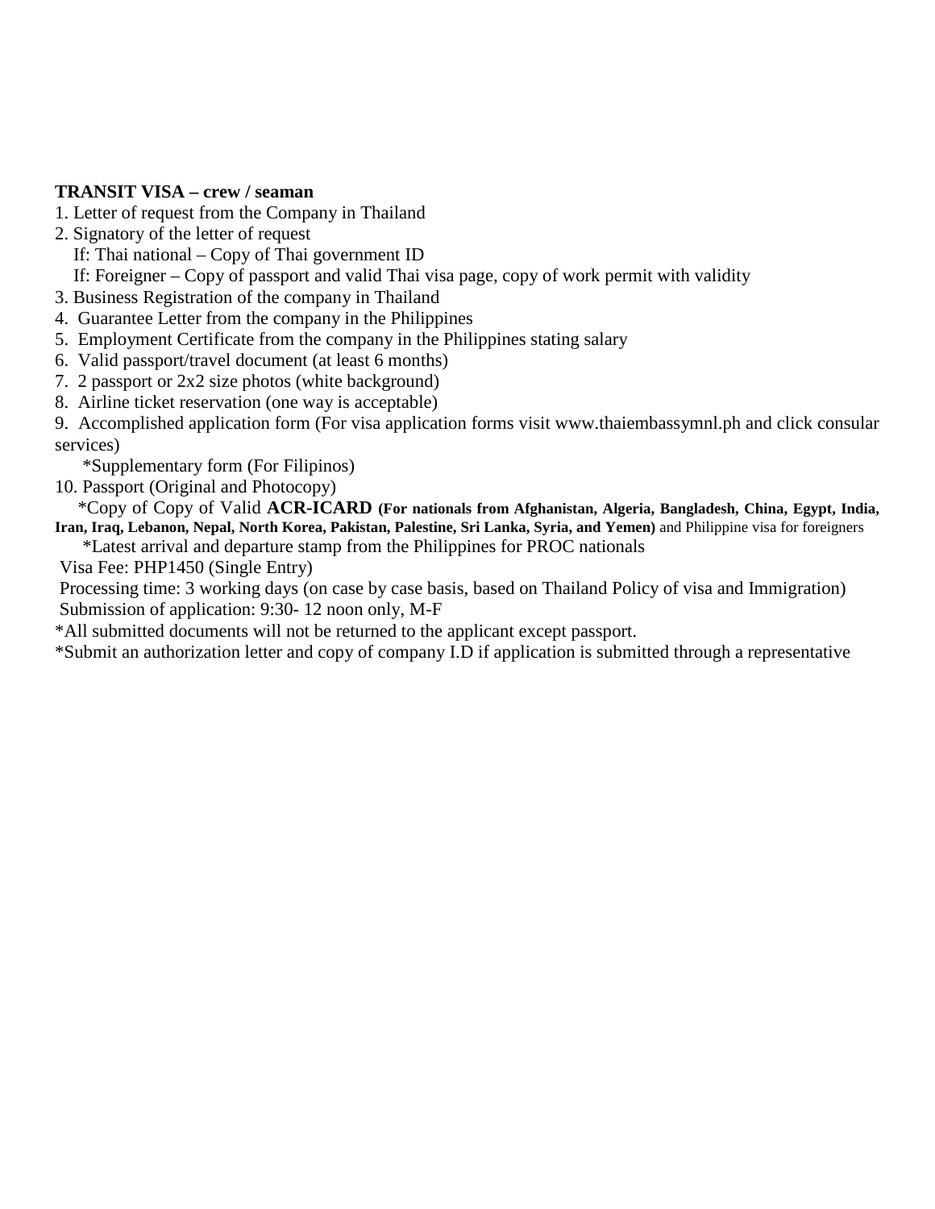**TRANSIT VISA – crew / seaman**

1. Letter of request from the Company in Thailand
2. Signatory of the letter of request
   If: Thai national – Copy of Thai government ID
   If: Foreigner – Copy of passport and valid Thai visa page, copy of work permit with validity
3. Business Registration of the company in Thailand
4. Guarantee Letter from the company in the Philippines
5. Employment Certificate from the company in the Philippines stating salary
6. Valid passport/travel document (at least 6 months)
7. 2 passport or 2x2 size photos (white background)
8. Airline ticket reservation (one way is acceptable)
9. Accomplished application form (For visa application forms visit www.thaiembassymnl.ph and click consular services)
   *Supplementary form (For Filipinos)
10. Passport (Original and Photocopy)
    *Copy of Copy of Valid **ACR-ICARD (For nationals from Afghanistan, Algeria, Bangladesh, China, Egypt, India, Iran, Iraq, Lebanon, Nepal, North Korea, Pakistan, Palestine, Sri Lanka, Syria, and Yemen)** and Philippine visa for foreigners
    *Latest arrival and departure stamp from the Philippines for PROC nationals

Visa Fee: PHP1450 (Single Entry)

Processing time: 3 working days (on case by case basis, based on Thailand Policy of visa and Immigration)

Submission of application: 9:30- 12 noon only, M-F

*All submitted documents will not be returned to the applicant except passport.

*Submit an authorization letter and copy of company I.D if application is submitted through a representative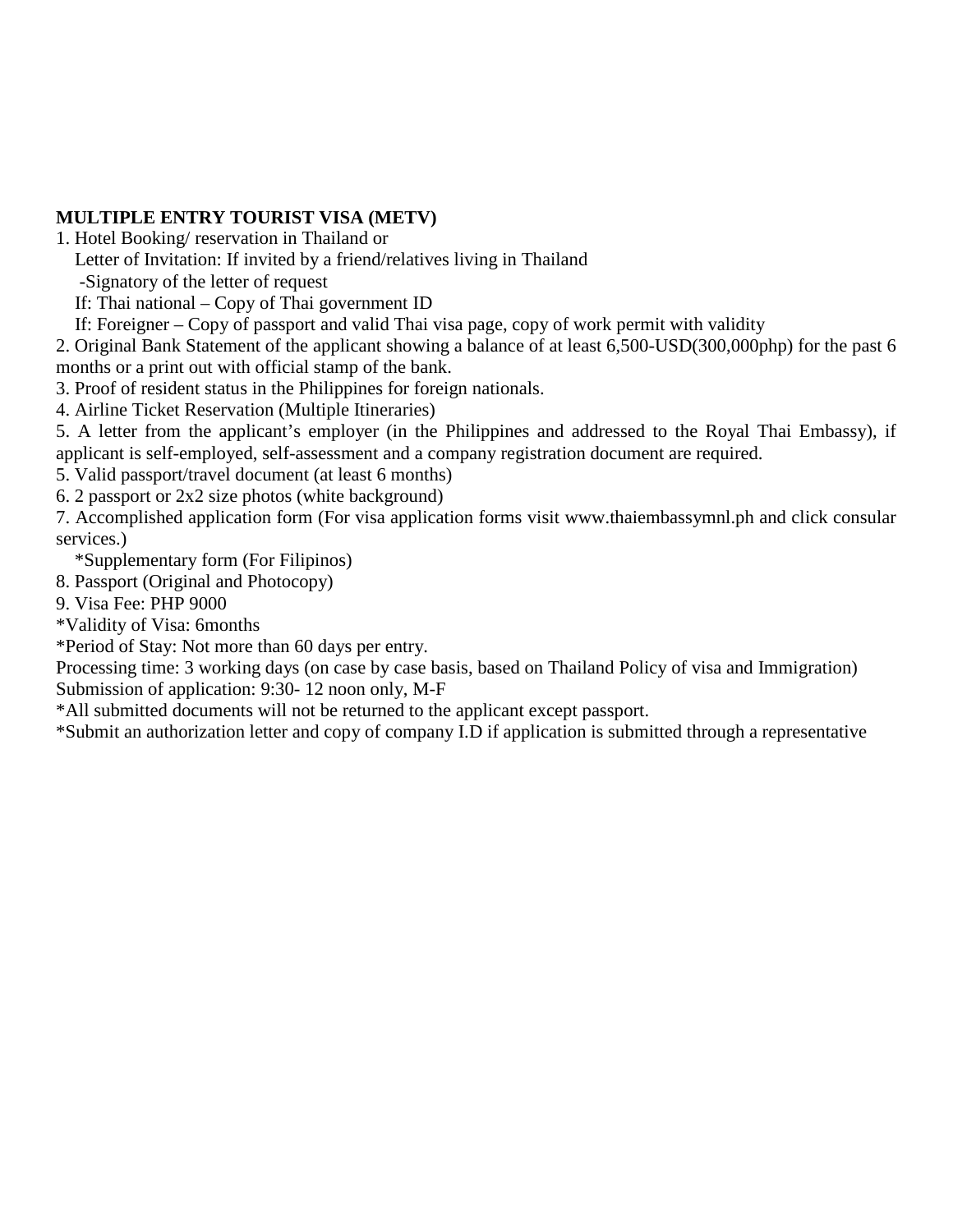**MULTIPLE ENTRY TOURIST VISA (METV)**

1. Hotel Booking/ reservation in Thailand or
   Letter of Invitation: If invited by a friend/relatives living in Thailand
   -Signatory of the letter of request
   If: Thai national – Copy of Thai government ID
   If: Foreigner – Copy of passport and valid Thai visa page, copy of work permit with validity
2. Original Bank Statement of the applicant showing a balance of at least 6,500-USD(300,000php) for the past 6 months or a print out with official stamp of the bank.
3. Proof of resident status in the Philippines for foreign nationals.
4. Airline Ticket Reservation (Multiple Itineraries)
5. A letter from the applicant's employer (in the Philippines and addressed to the Royal Thai Embassy), if applicant is self-employed, self-assessment and a company registration document are required.
5. Valid passport/travel document (at least 6 months)
6. 2 passport or 2x2 size photos (white background)
7. Accomplished application form (For visa application forms visit www.thaiembassymnl.ph and click consular services.)
   *Supplementary form (For Filipinos)
8. Passport (Original and Photocopy)
9. Visa Fee: PHP 9000

*Validity of Visa: 6months

*Period of Stay: Not more than 60 days per entry.

Processing time: 3 working days (on case by case basis, based on Thailand Policy of visa and Immigration)

Submission of application: 9:30- 12 noon only, M-F

*All submitted documents will not be returned to the applicant except passport.

*Submit an authorization letter and copy of company I.D if application is submitted through a representative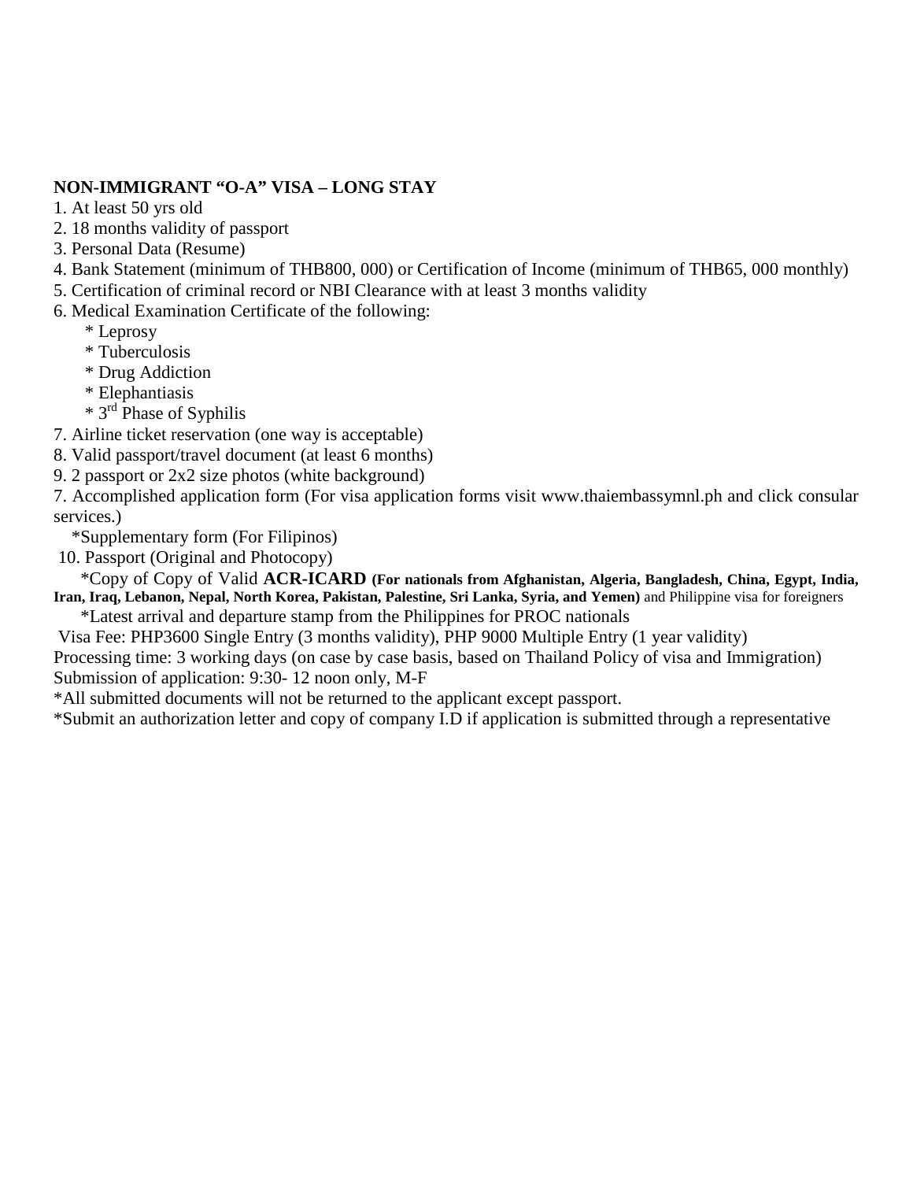**NON-IMMIGRANT "O-A" VISA – LONG STAY**

1. At least 50 yrs old
2. 18 months validity of passport
3. Personal Data (Resume)
4. Bank Statement (minimum of THB800, 000) or Certification of Income (minimum of THB65, 000 monthly)
5. Certification of criminal record or NBI Clearance with at least 3 months validity
6. Medical Examination Certificate of the following:
   * Leprosy
   * Tuberculosis
   * Drug Addiction
   * Elephantiasis
   * 3rd Phase of Syphilis
7. Airline ticket reservation (one way is acceptable)
8. Valid passport/travel document (at least 6 months)
9. 2 passport or 2x2 size photos (white background)

7. Accomplished application form (For visa application forms visit www.thaiembassymnl.ph and click consular services.)
   *Supplementary form (For Filipinos)

10. Passport (Original and Photocopy)
   *Copy of Copy of Valid **ACR-ICARD** **(For nationals from Afghanistan, Algeria, Bangladesh, China, Egypt, India, Iran, Iraq, Lebanon, Nepal, North Korea, Pakistan, Palestine, Sri Lanka, Syria, and Yemen)** and Philippine visa for foreigners
   *Latest arrival and departure stamp from the Philippines for PROC nationals

Visa Fee: PHP3600 Single Entry (3 months validity), PHP 9000 Multiple Entry (1 year validity)

Processing time: 3 working days (on case by case basis, based on Thailand Policy of visa and Immigration)

Submission of application: 9:30- 12 noon only, M-F

*All submitted documents will not be returned to the applicant except passport.

*Submit an authorization letter and copy of company I.D if application is submitted through a representative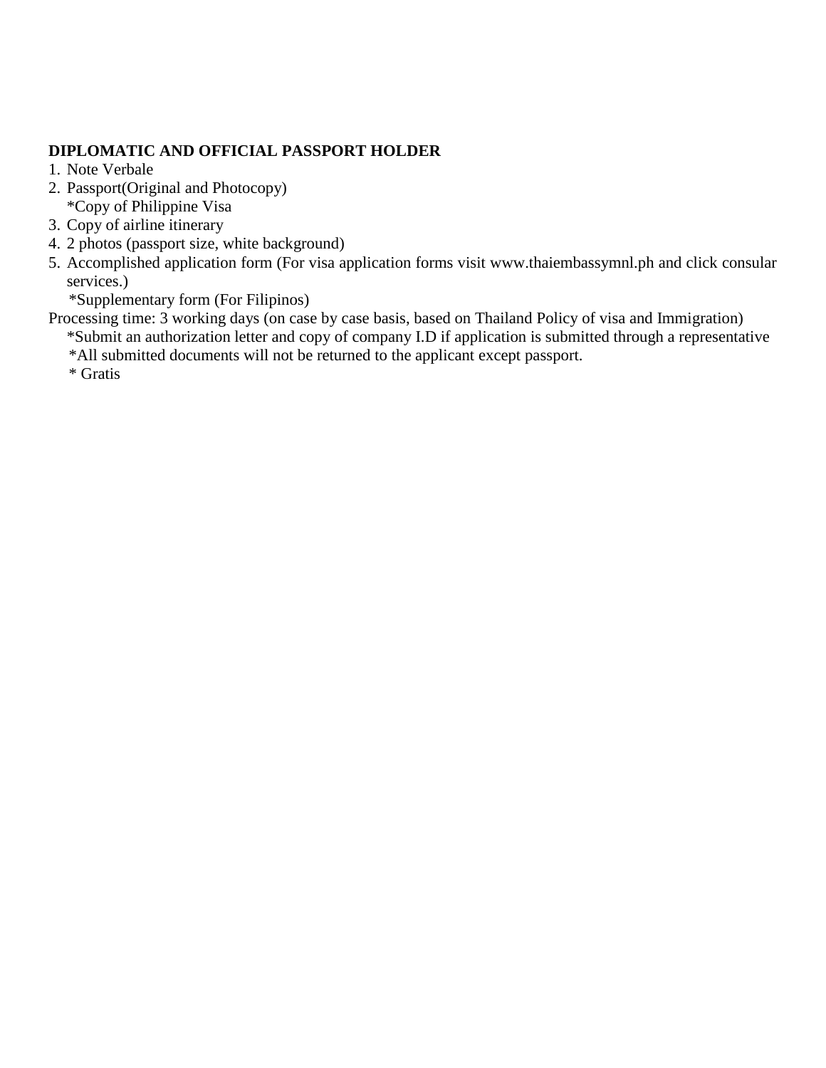**DIPLOMATIC AND OFFICIAL PASSPORT HOLDER**

1. Note Verbale
2. Passport(Original and Photocopy)
   *Copy of Philippine Visa
3. Copy of airline itinerary
4. 2 photos (passport size, white background)
5. Accomplished application form (For visa application forms visit www.thaiembassymnl.ph and click consular services.)
   *Supplementary form (For Filipinos)

Processing time: 3 working days (on case by case basis, based on Thailand Policy of visa and Immigration)

*Submit an authorization letter and copy of company I.D if application is submitted through a representative

*All submitted documents will not be returned to the applicant except passport.

* Gratis